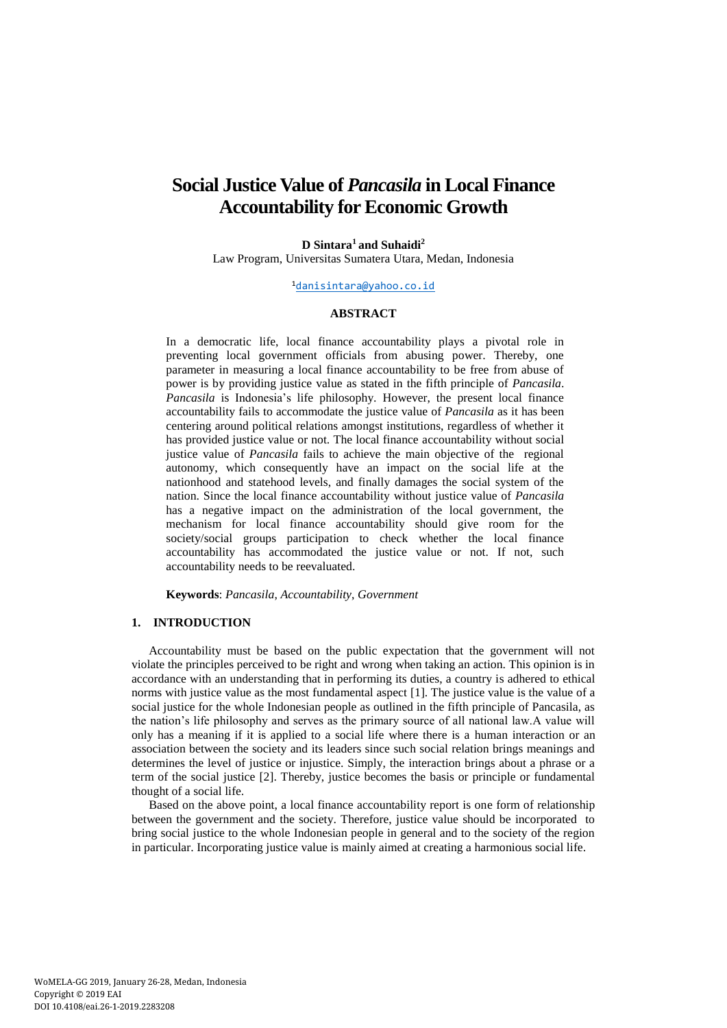# Social Justice Value of *Pancasila* in Local Finance Accountability for Economic Growth

**D Sintara[1] and Suhaidi[2]**

Law Program, Universitas Sumatera Utara, Medan, Indonesia

[1]danisintara@yahoo.co.id

## ABSTRACT

In a democratic life, local finance accountability plays a pivotal role in preventing local government officials from abusing power. Thereby, one parameter in measuring a local finance accountability to be free from abuse of power is by providing justice value as stated in the fifth principle of *Pancasila*. *Pancasila* is Indonesia's life philosophy. However, the present local finance accountability fails to accommodate the justice value of *Pancasila* as it has been centering around political relations amongst institutions, regardless of whether it has provided justice value or not. The local finance accountability without social justice value of *Pancasila* fails to achieve the main objective of the regional autonomy, which consequently have an impact on the social life at the nationhood and statehood levels, and finally damages the social system of the nation. Since the local finance accountability without justice value of *Pancasila* has a negative impact on the administration of the local government, the mechanism for local finance accountability should give room for the society/social groups participation to check whether the local finance accountability has accommodated the justice value or not. If not, such accountability needs to be reevaluated.

**Keywords**: *Pancasila*, *Accountability*, *Government*

## 1. INTRODUCTION

Accountability must be based on the public expectation that the government will not violate the principles perceived to be right and wrong when taking an action. This opinion is in accordance with an understanding that in performing its duties, a country is adhered to ethical norms with justice value as the most fundamental aspect [1]. The justice value is the value of a social justice for the whole Indonesian people as outlined in the fifth principle of Pancasila, as the nation's life philosophy and serves as the primary source of all national law.A value will only has a meaning if it is applied to a social life where there is a human interaction or an association between the society and its leaders since such social relation brings meanings and determines the level of justice or injustice. Simply, the interaction brings about a phrase or a term of the social justice [2]. Thereby, justice becomes the basis or principle or fundamental thought of a social life.

Based on the above point, a local finance accountability report is one form of relationship between the government and the society. Therefore, justice value should be incorporated to bring social justice to the whole Indonesian people in general and to the society of the region in particular. Incorporating justice value is mainly aimed at creating a harmonious social life.

WoMELA-GG 2019, January 26-28, Medan, Indonesia
Copyright © 2019 EAI
DOI 10.4108/eai.26-1-2019.2283208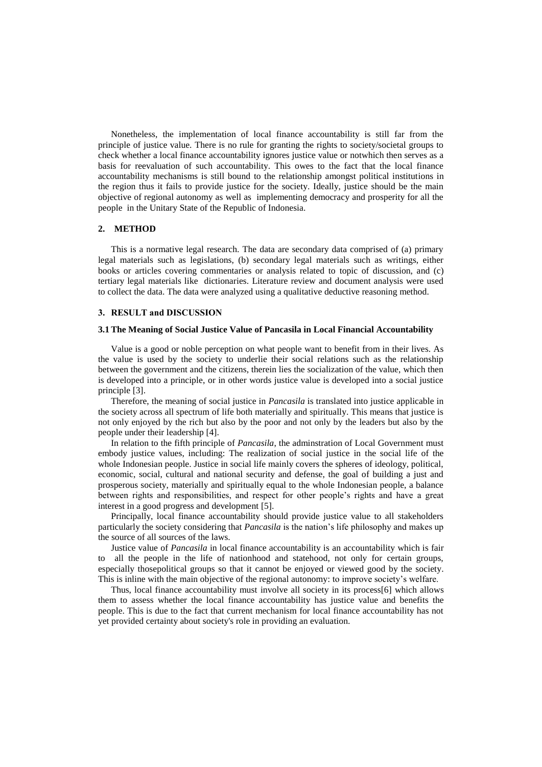Nonetheless, the implementation of local finance accountability is still far from the principle of justice value. There is no rule for granting the rights to society/societal groups to check whether a local finance accountability ignores justice value or notwhich then serves as a basis for reevaluation of such accountability. This owes to the fact that the local finance accountability mechanisms is still bound to the relationship amongst political institutions in the region thus it fails to provide justice for the society. Ideally, justice should be the main objective of regional autonomy as well as implementing democracy and prosperity for all the people in the Unitary State of the Republic of Indonesia.

## 2. METHOD

This is a normative legal research. The data are secondary data comprised of (a) primary legal materials such as legislations, (b) secondary legal materials such as writings, either books or articles covering commentaries or analysis related to topic of discussion, and (c) tertiary legal materials like dictionaries. Literature review and document analysis were used to collect the data. The data were analyzed using a qualitative deductive reasoning method.

## 3. RESULT and DISCUSSION

### 3.1 The Meaning of Social Justice Value of Pancasila in Local Financial Accountability

Value is a good or noble perception on what people want to benefit from in their lives. As the value is used by the society to underlie their social relations such as the relationship between the government and the citizens, therein lies the socialization of the value, which then is developed into a principle, or in other words justice value is developed into a social justice principle [3].

Therefore, the meaning of social justice in *Pancasila* is translated into justice applicable in the society across all spectrum of life both materially and spiritually. This means that justice is not only enjoyed by the rich but also by the poor and not only by the leaders but also by the people under their leadership [4].

In relation to the fifth principle of *Pancasila*, the adminstration of Local Government must embody justice values, including: The realization of social justice in the social life of the whole Indonesian people. Justice in social life mainly covers the spheres of ideology, political, economic, social, cultural and national security and defense, the goal of building a just and prosperous society, materially and spiritually equal to the whole Indonesian people, a balance between rights and responsibilities, and respect for other people's rights and have a great interest in a good progress and development [5].

Principally, local finance accountability should provide justice value to all stakeholders particularly the society considering that *Pancasila* is the nation's life philosophy and makes up the source of all sources of the laws.

Justice value of *Pancasila* in local finance accountability is an accountability which is fair to all the people in the life of nationhood and statehood, not only for certain groups, especially thosepolitical groups so that it cannot be enjoyed or viewed good by the society. This is inline with the main objective of the regional autonomy: to improve society's welfare.

Thus, local finance accountability must involve all society in its process[6] which allows them to assess whether the local finance accountability has justice value and benefits the people. This is due to the fact that current mechanism for local finance accountability has not yet provided certainty about society's role in providing an evaluation.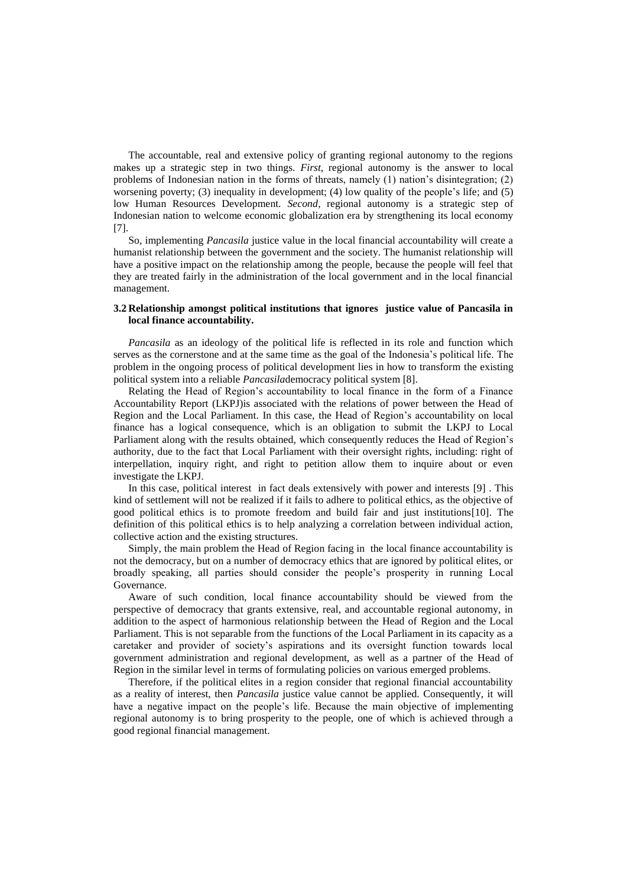The accountable, real and extensive policy of granting regional autonomy to the regions makes up a strategic step in two things. *First*, regional autonomy is the answer to local problems of Indonesian nation in the forms of threats, namely (1) nation's disintegration; (2) worsening poverty; (3) inequality in development; (4) low quality of the people's life; and (5) low Human Resources Development. *Second*, regional autonomy is a strategic step of Indonesian nation to welcome economic globalization era by strengthening its local economy [7].

So, implementing *Pancasila* justice value in the local financial accountability will create a humanist relationship between the government and the society. The humanist relationship will have a positive impact on the relationship among the people, because the people will feel that they are treated fairly in the administration of the local government and in the local financial management.

### 3.2 Relationship amongst political institutions that ignores justice value of Pancasila in local finance accountability.

*Pancasila* as an ideology of the political life is reflected in its role and function which serves as the cornerstone and at the same time as the goal of the Indonesia's political life. The problem in the ongoing process of political development lies in how to transform the existing political system into a reliable *Pancasila*democracy political system [8].

Relating the Head of Region's accountability to local finance in the form of a Finance Accountability Report (LKPJ)is associated with the relations of power between the Head of Region and the Local Parliament. In this case, the Head of Region's accountability on local finance has a logical consequence, which is an obligation to submit the LKPJ to Local Parliament along with the results obtained, which consequently reduces the Head of Region's authority, due to the fact that Local Parliament with their oversight rights, including: right of interpellation, inquiry right, and right to petition allow them to inquire about or even investigate the LKPJ.

In this case, political interest in fact deals extensively with power and interests [9] . This kind of settlement will not be realized if it fails to adhere to political ethics, as the objective of good political ethics is to promote freedom and build fair and just institutions[10]. The definition of this political ethics is to help analyzing a correlation between individual action, collective action and the existing structures.

Simply, the main problem the Head of Region facing in the local finance accountability is not the democracy, but on a number of democracy ethics that are ignored by political elites, or broadly speaking, all parties should consider the people's prosperity in running Local Governance.

Aware of such condition, local finance accountability should be viewed from the perspective of democracy that grants extensive, real, and accountable regional autonomy, in addition to the aspect of harmonious relationship between the Head of Region and the Local Parliament. This is not separable from the functions of the Local Parliament in its capacity as a caretaker and provider of society's aspirations and its oversight function towards local government administration and regional development, as well as a partner of the Head of Region in the similar level in terms of formulating policies on various emerged problems.

Therefore, if the political elites in a region consider that regional financial accountability as a reality of interest, then *Pancasila* justice value cannot be applied. Consequently, it will have a negative impact on the people's life. Because the main objective of implementing regional autonomy is to bring prosperity to the people, one of which is achieved through a good regional financial management.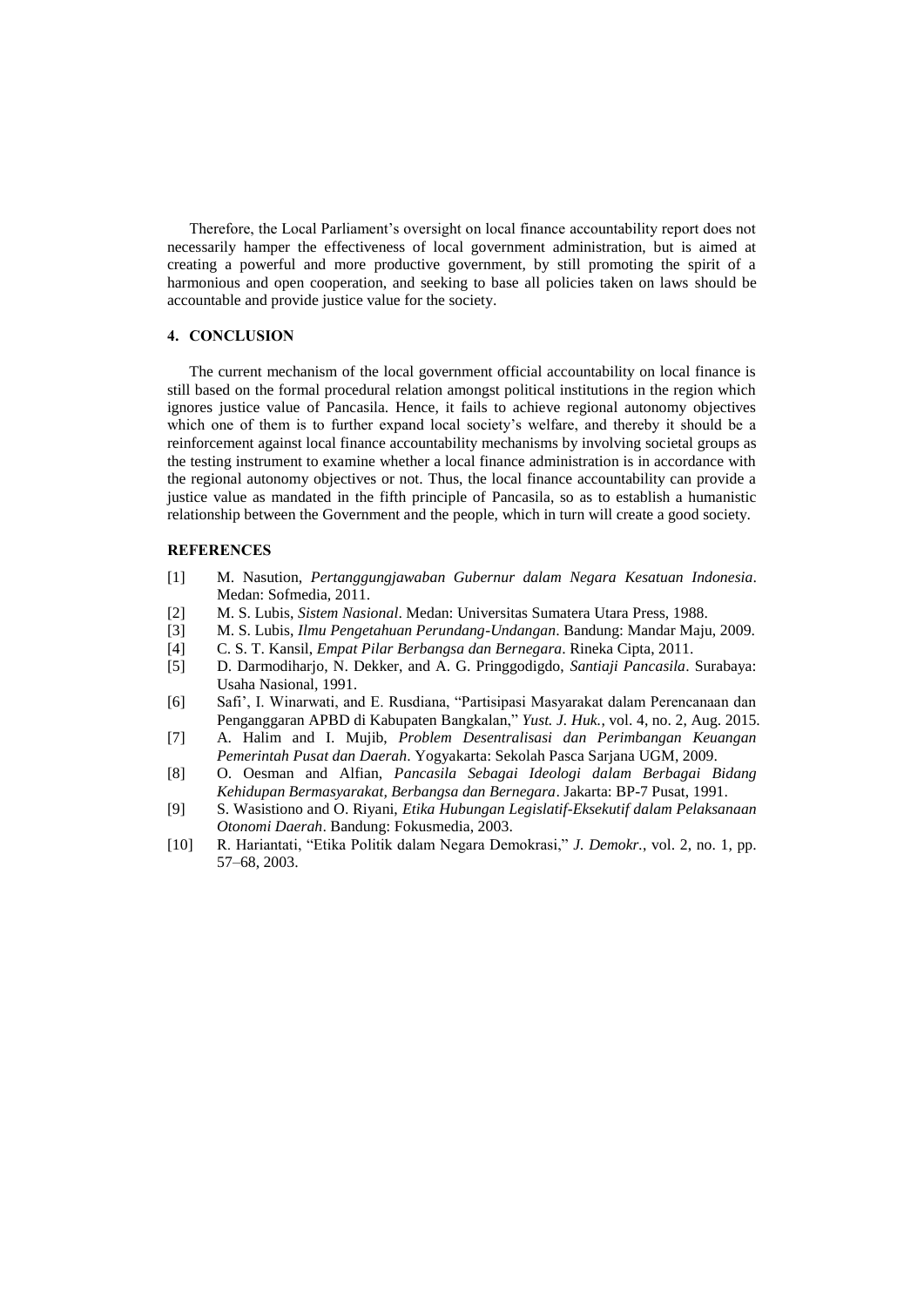Therefore, the Local Parliament's oversight on local finance accountability report does not necessarily hamper the effectiveness of local government administration, but is aimed at creating a powerful and more productive government, by still promoting the spirit of a harmonious and open cooperation, and seeking to base all policies taken on laws should be accountable and provide justice value for the society.

## 4. CONCLUSION

The current mechanism of the local government official accountability on local finance is still based on the formal procedural relation amongst political institutions in the region which ignores justice value of Pancasila. Hence, it fails to achieve regional autonomy objectives which one of them is to further expand local society's welfare, and thereby it should be a reinforcement against local finance accountability mechanisms by involving societal groups as the testing instrument to examine whether a local finance administration is in accordance with the regional autonomy objectives or not. Thus, the local finance accountability can provide a justice value as mandated in the fifth principle of Pancasila, so as to establish a humanistic relationship between the Government and the people, which in turn will create a good society.

## REFERENCES

[1] M. Nasution, *Pertanggungjawaban Gubernur dalam Negara Kesatuan Indonesia*. Medan: Sofmedia, 2011.

[2] M. S. Lubis, *Sistem Nasional*. Medan: Universitas Sumatera Utara Press, 1988.

[3] M. S. Lubis, *Ilmu Pengetahuan Perundang-Undangan*. Bandung: Mandar Maju, 2009.

[4] C. S. T. Kansil, *Empat Pilar Berbangsa dan Bernegara*. Rineka Cipta, 2011.

[5] D. Darmodiharjo, N. Dekker, and A. G. Pringgodigdo, *Santiaji Pancasila*. Surabaya: Usaha Nasional, 1991.

[6] Safi', I. Winarwati, and E. Rusdiana, "Partisipasi Masyarakat dalam Perencanaan dan Penganggaran APBD di Kabupaten Bangkalan," *Yust. J. Huk.*, vol. 4, no. 2, Aug. 2015.

[7] A. Halim and I. Mujib, *Problem Desentralisasi dan Perimbangan Keuangan Pemerintah Pusat dan Daerah*. Yogyakarta: Sekolah Pasca Sarjana UGM, 2009.

[8] O. Oesman and Alfian, *Pancasila Sebagai Ideologi dalam Berbagai Bidang Kehidupan Bermasyarakat, Berbangsa dan Bernegara*. Jakarta: BP-7 Pusat, 1991.

[9] S. Wasistiono and O. Riyani, *Etika Hubungan Legislatif-Eksekutif dalam Pelaksanaan Otonomi Daerah*. Bandung: Fokusmedia, 2003.

[10] R. Hariantati, "Etika Politik dalam Negara Demokrasi," *J. Demokr.*, vol. 2, no. 1, pp. 57–68, 2003.